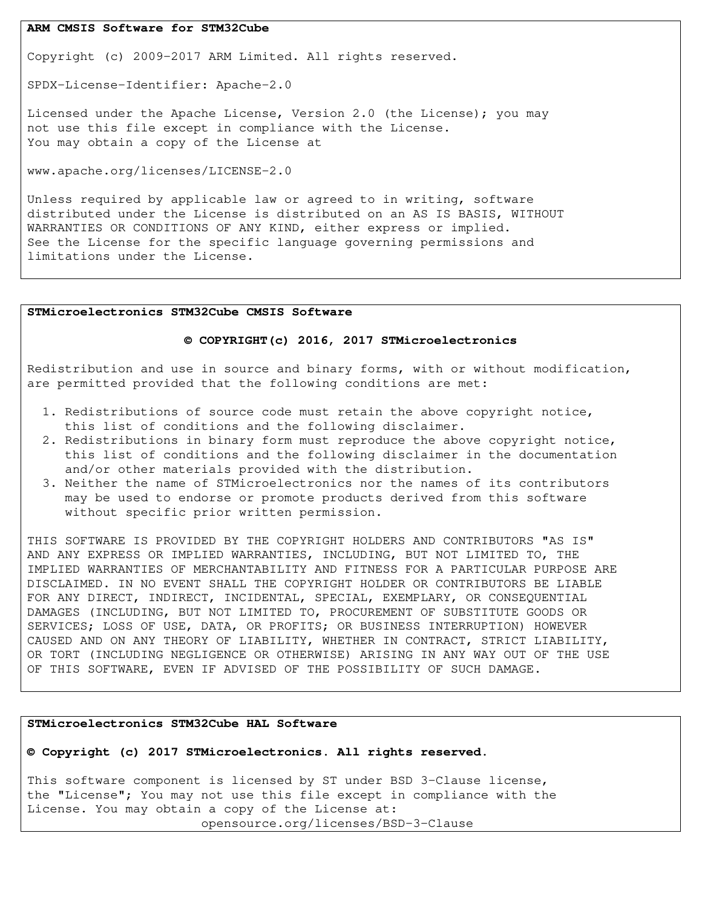**ARM CMSIS Software for STM32Cube**

Copyright (c) 2009-2017 ARM Limited. All rights reserved.

SPDX-License-Identifier: Apache-2.0

Licensed under the Apache License, Version 2.0 (the License); you may not use this file except in compliance with the License.
You may obtain a copy of the License at

www.apache.org/licenses/LICENSE-2.0

Unless required by applicable law or agreed to in writing, software distributed under the License is distributed on an AS IS BASIS, WITHOUT WARRANTIES OR CONDITIONS OF ANY KIND, either express or implied.
See the License for the specific language governing permissions and limitations under the License.

---

**STMicroelectronics STM32Cube CMSIS Software**

**© COPYRIGHT(c) 2016, 2017 STMicroelectronics**

Redistribution and use in source and binary forms, with or without modification, are permitted provided that the following conditions are met:

1. Redistributions of source code must retain the above copyright notice, this list of conditions and the following disclaimer.
2. Redistributions in binary form must reproduce the above copyright notice, this list of conditions and the following disclaimer in the documentation and/or other materials provided with the distribution.
3. Neither the name of STMicroelectronics nor the names of its contributors may be used to endorse or promote products derived from this software without specific prior written permission.

THIS SOFTWARE IS PROVIDED BY THE COPYRIGHT HOLDERS AND CONTRIBUTORS "AS IS" AND ANY EXPRESS OR IMPLIED WARRANTIES, INCLUDING, BUT NOT LIMITED TO, THE IMPLIED WARRANTIES OF MERCHANTABILITY AND FITNESS FOR A PARTICULAR PURPOSE ARE DISCLAIMED. IN NO EVENT SHALL THE COPYRIGHT HOLDER OR CONTRIBUTORS BE LIABLE FOR ANY DIRECT, INDIRECT, INCIDENTAL, SPECIAL, EXEMPLARY, OR CONSEQUENTIAL DAMAGES (INCLUDING, BUT NOT LIMITED TO, PROCUREMENT OF SUBSTITUTE GOODS OR SERVICES; LOSS OF USE, DATA, OR PROFITS; OR BUSINESS INTERRUPTION) HOWEVER CAUSED AND ON ANY THEORY OF LIABILITY, WHETHER IN CONTRACT, STRICT LIABILITY, OR TORT (INCLUDING NEGLIGENCE OR OTHERWISE) ARISING IN ANY WAY OUT OF THE USE OF THIS SOFTWARE, EVEN IF ADVISED OF THE POSSIBILITY OF SUCH DAMAGE.

---

**STMicroelectronics STM32Cube HAL Software**

**© Copyright (c) 2017 STMicroelectronics. All rights reserved.**

This software component is licensed by ST under BSD 3-Clause license, the "License"; You may not use this file except in compliance with the License. You may obtain a copy of the License at:
opensource.org/licenses/BSD-3-Clause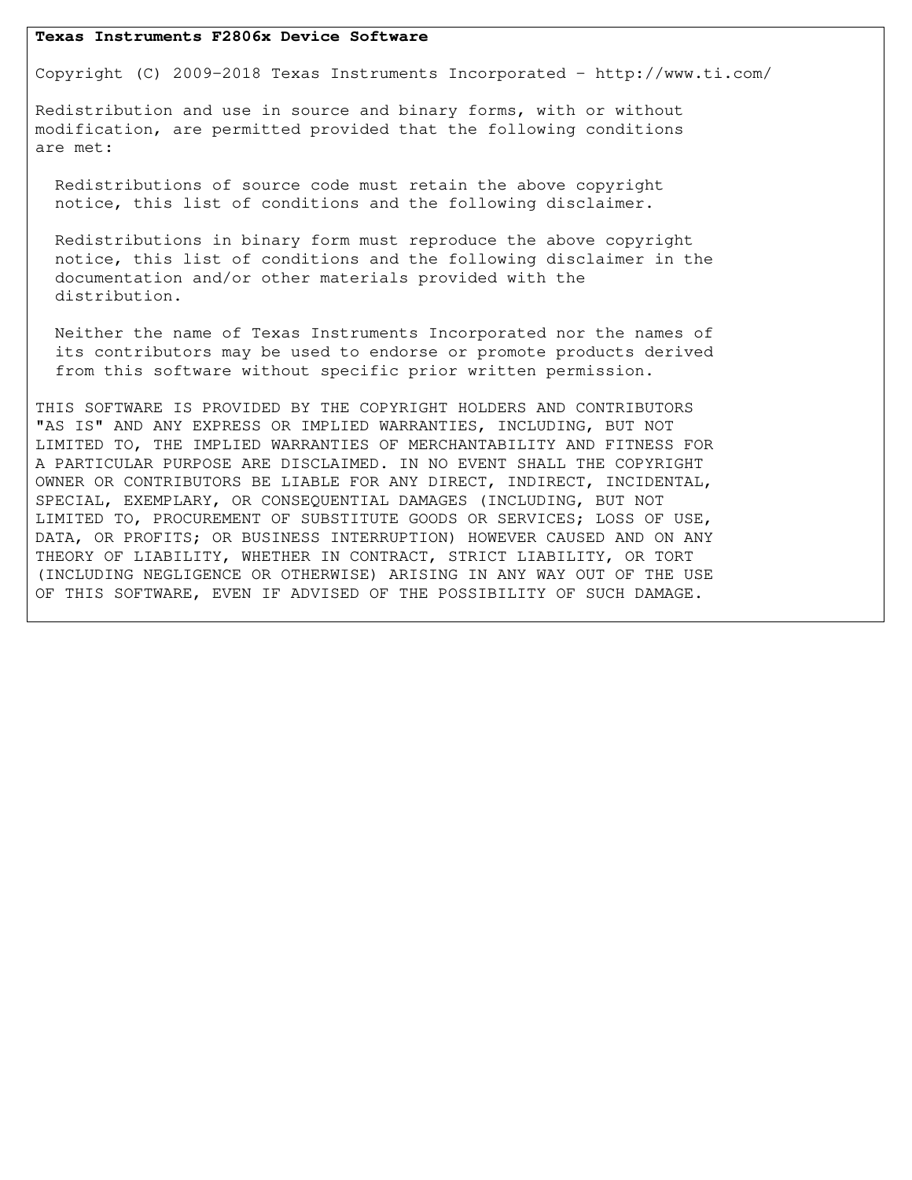**Texas Instruments F2806x Device Software**

Copyright (C) 2009-2018 Texas Instruments Incorporated - http://www.ti.com/

Redistribution and use in source and binary forms, with or without modification, are permitted provided that the following conditions are met:

Redistributions of source code must retain the above copyright notice, this list of conditions and the following disclaimer.

Redistributions in binary form must reproduce the above copyright notice, this list of conditions and the following disclaimer in the documentation and/or other materials provided with the distribution.

Neither the name of Texas Instruments Incorporated nor the names of its contributors may be used to endorse or promote products derived from this software without specific prior written permission.

THIS SOFTWARE IS PROVIDED BY THE COPYRIGHT HOLDERS AND CONTRIBUTORS "AS IS" AND ANY EXPRESS OR IMPLIED WARRANTIES, INCLUDING, BUT NOT LIMITED TO, THE IMPLIED WARRANTIES OF MERCHANTABILITY AND FITNESS FOR A PARTICULAR PURPOSE ARE DISCLAIMED. IN NO EVENT SHALL THE COPYRIGHT OWNER OR CONTRIBUTORS BE LIABLE FOR ANY DIRECT, INDIRECT, INCIDENTAL, SPECIAL, EXEMPLARY, OR CONSEQUENTIAL DAMAGES (INCLUDING, BUT NOT LIMITED TO, PROCUREMENT OF SUBSTITUTE GOODS OR SERVICES; LOSS OF USE, DATA, OR PROFITS; OR BUSINESS INTERRUPTION) HOWEVER CAUSED AND ON ANY THEORY OF LIABILITY, WHETHER IN CONTRACT, STRICT LIABILITY, OR TORT (INCLUDING NEGLIGENCE OR OTHERWISE) ARISING IN ANY WAY OUT OF THE USE OF THIS SOFTWARE, EVEN IF ADVISED OF THE POSSIBILITY OF SUCH DAMAGE.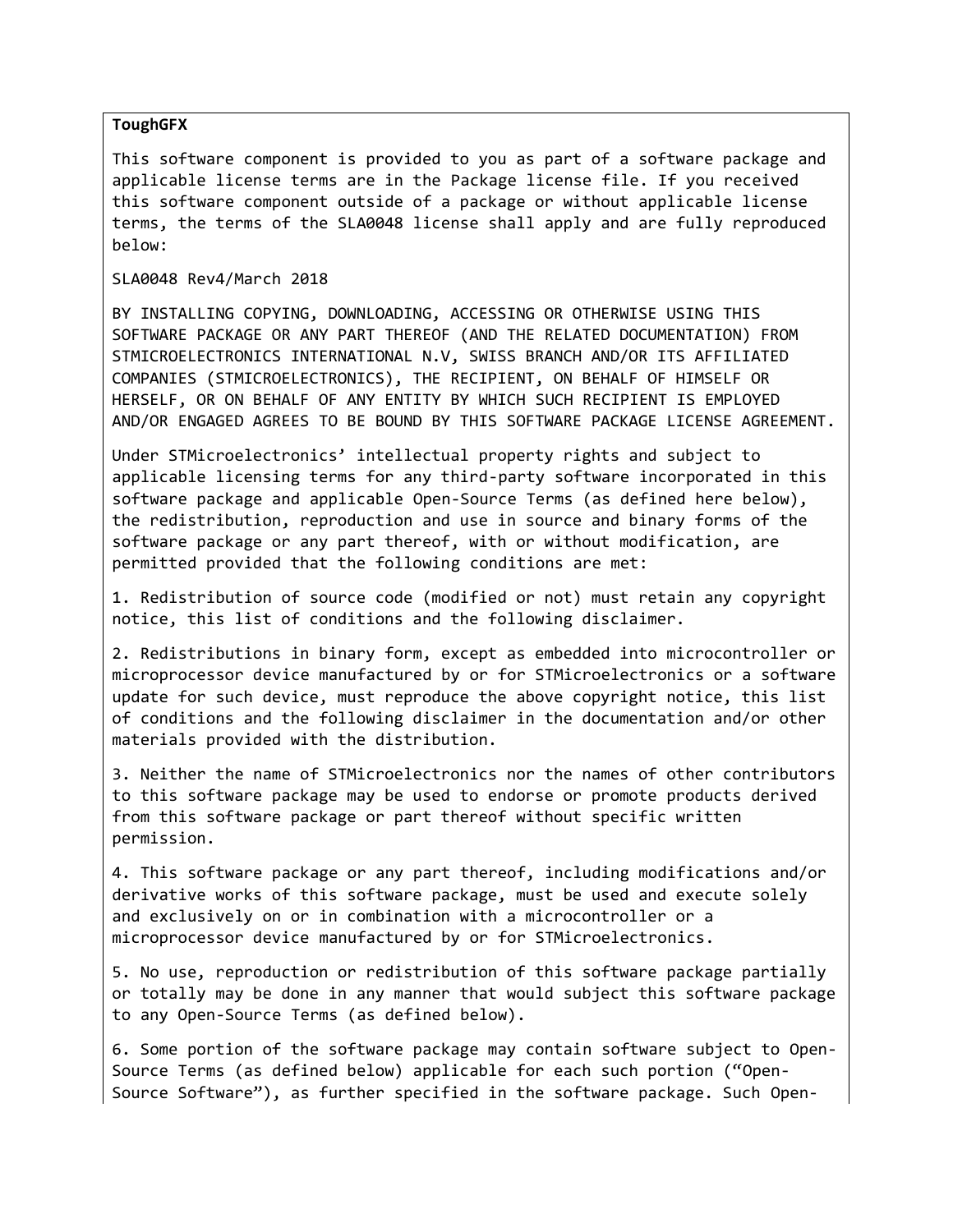**ToughGFX**

This software component is provided to you as part of a software package and applicable license terms are in the Package license file. If you received this software component outside of a package or without applicable license terms, the terms of the SLA0048 license shall apply and are fully reproduced below:

SLA0048 Rev4/March 2018

BY INSTALLING COPYING, DOWNLOADING, ACCESSING OR OTHERWISE USING THIS SOFTWARE PACKAGE OR ANY PART THEREOF (AND THE RELATED DOCUMENTATION) FROM STMICROELECTRONICS INTERNATIONAL N.V, SWISS BRANCH AND/OR ITS AFFILIATED COMPANIES (STMICROELECTRONICS), THE RECIPIENT, ON BEHALF OF HIMSELF OR HERSELF, OR ON BEHALF OF ANY ENTITY BY WHICH SUCH RECIPIENT IS EMPLOYED AND/OR ENGAGED AGREES TO BE BOUND BY THIS SOFTWARE PACKAGE LICENSE AGREEMENT.

Under STMicroelectronics' intellectual property rights and subject to applicable licensing terms for any third-party software incorporated in this software package and applicable Open-Source Terms (as defined here below), the redistribution, reproduction and use in source and binary forms of the software package or any part thereof, with or without modification, are permitted provided that the following conditions are met:

1. Redistribution of source code (modified or not) must retain any copyright notice, this list of conditions and the following disclaimer.

2. Redistributions in binary form, except as embedded into microcontroller or microprocessor device manufactured by or for STMicroelectronics or a software update for such device, must reproduce the above copyright notice, this list of conditions and the following disclaimer in the documentation and/or other materials provided with the distribution.

3. Neither the name of STMicroelectronics nor the names of other contributors to this software package may be used to endorse or promote products derived from this software package or part thereof without specific written permission.

4. This software package or any part thereof, including modifications and/or derivative works of this software package, must be used and execute solely and exclusively on or in combination with a microcontroller or a microprocessor device manufactured by or for STMicroelectronics.

5. No use, reproduction or redistribution of this software package partially or totally may be done in any manner that would subject this software package to any Open-Source Terms (as defined below).

6. Some portion of the software package may contain software subject to Open-Source Terms (as defined below) applicable for each such portion ("Open-Source Software"), as further specified in the software package. Such Open-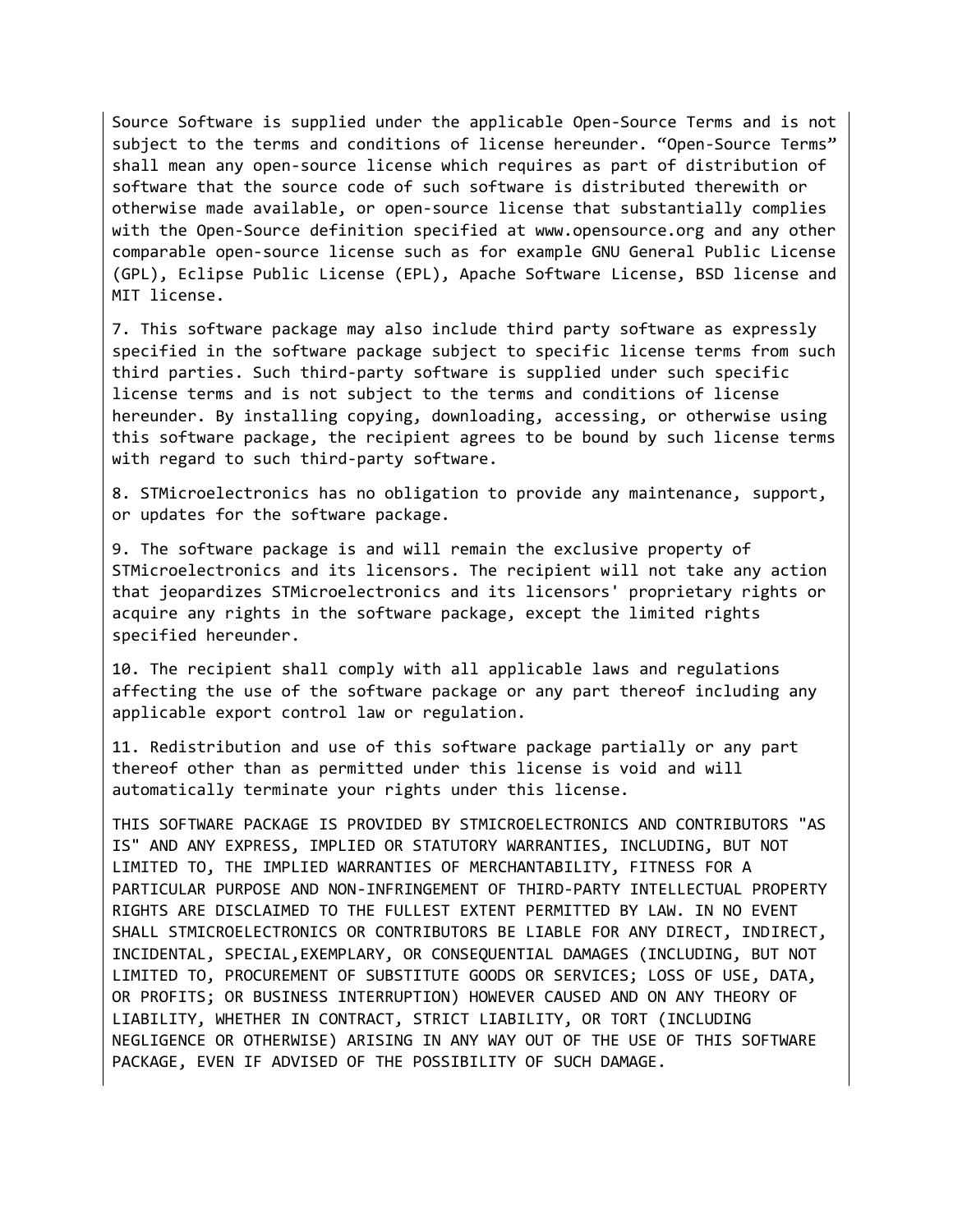Source Software is supplied under the applicable Open-Source Terms and is not subject to the terms and conditions of license hereunder. “Open-Source Terms” shall mean any open-source license which requires as part of distribution of software that the source code of such software is distributed therewith or otherwise made available, or open-source license that substantially complies with the Open-Source definition specified at www.opensource.org and any other comparable open-source license such as for example GNU General Public License (GPL), Eclipse Public License (EPL), Apache Software License, BSD license and MIT license.

7. This software package may also include third party software as expressly specified in the software package subject to specific license terms from such third parties. Such third-party software is supplied under such specific license terms and is not subject to the terms and conditions of license hereunder. By installing copying, downloading, accessing, or otherwise using this software package, the recipient agrees to be bound by such license terms with regard to such third-party software.

8. STMicroelectronics has no obligation to provide any maintenance, support, or updates for the software package.

9. The software package is and will remain the exclusive property of STMicroelectronics and its licensors. The recipient will not take any action that jeopardizes STMicroelectronics and its licensors' proprietary rights or acquire any rights in the software package, except the limited rights specified hereunder.

10. The recipient shall comply with all applicable laws and regulations affecting the use of the software package or any part thereof including any applicable export control law or regulation.

11. Redistribution and use of this software package partially or any part thereof other than as permitted under this license is void and will automatically terminate your rights under this license.

THIS SOFTWARE PACKAGE IS PROVIDED BY STMICROELECTRONICS AND CONTRIBUTORS "AS IS" AND ANY EXPRESS, IMPLIED OR STATUTORY WARRANTIES, INCLUDING, BUT NOT LIMITED TO, THE IMPLIED WARRANTIES OF MERCHANTABILITY, FITNESS FOR A PARTICULAR PURPOSE AND NON-INFRINGEMENT OF THIRD-PARTY INTELLECTUAL PROPERTY RIGHTS ARE DISCLAIMED TO THE FULLEST EXTENT PERMITTED BY LAW. IN NO EVENT SHALL STMICROELECTRONICS OR CONTRIBUTORS BE LIABLE FOR ANY DIRECT, INDIRECT, INCIDENTAL, SPECIAL,EXEMPLARY, OR CONSEQUENTIAL DAMAGES (INCLUDING, BUT NOT LIMITED TO, PROCUREMENT OF SUBSTITUTE GOODS OR SERVICES; LOSS OF USE, DATA, OR PROFITS; OR BUSINESS INTERRUPTION) HOWEVER CAUSED AND ON ANY THEORY OF LIABILITY, WHETHER IN CONTRACT, STRICT LIABILITY, OR TORT (INCLUDING NEGLIGENCE OR OTHERWISE) ARISING IN ANY WAY OUT OF THE USE OF THIS SOFTWARE PACKAGE, EVEN IF ADVISED OF THE POSSIBILITY OF SUCH DAMAGE.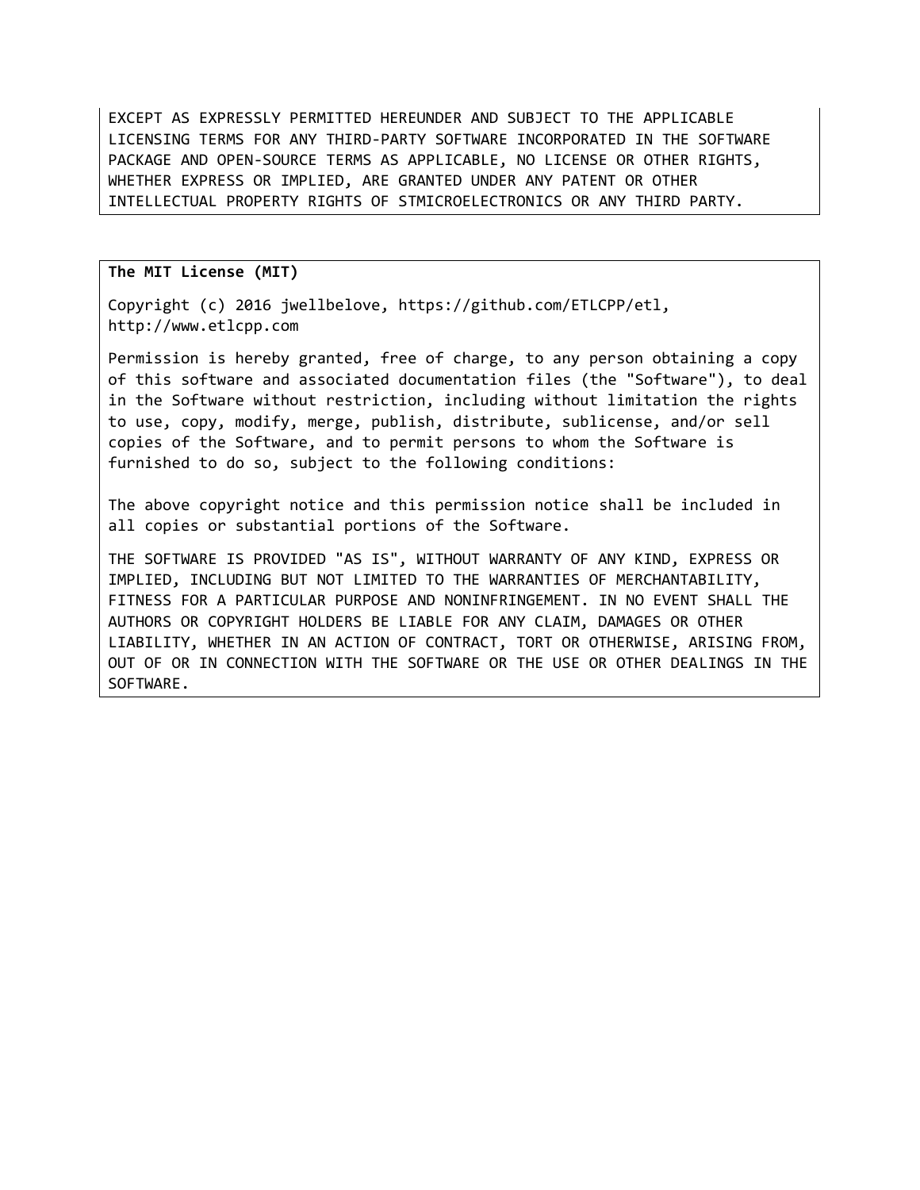EXCEPT AS EXPRESSLY PERMITTED HEREUNDER AND SUBJECT TO THE APPLICABLE LICENSING TERMS FOR ANY THIRD-PARTY SOFTWARE INCORPORATED IN THE SOFTWARE PACKAGE AND OPEN-SOURCE TERMS AS APPLICABLE, NO LICENSE OR OTHER RIGHTS, WHETHER EXPRESS OR IMPLIED, ARE GRANTED UNDER ANY PATENT OR OTHER INTELLECTUAL PROPERTY RIGHTS OF STMICROELECTRONICS OR ANY THIRD PARTY.

**The MIT License (MIT)**

Copyright (c) 2016 jwellbelove, https://github.com/ETLCPP/etl, http://www.etlcpp.com

Permission is hereby granted, free of charge, to any person obtaining a copy of this software and associated documentation files (the "Software"), to deal in the Software without restriction, including without limitation the rights to use, copy, modify, merge, publish, distribute, sublicense, and/or sell copies of the Software, and to permit persons to whom the Software is furnished to do so, subject to the following conditions:

The above copyright notice and this permission notice shall be included in all copies or substantial portions of the Software.

THE SOFTWARE IS PROVIDED "AS IS", WITHOUT WARRANTY OF ANY KIND, EXPRESS OR IMPLIED, INCLUDING BUT NOT LIMITED TO THE WARRANTIES OF MERCHANTABILITY, FITNESS FOR A PARTICULAR PURPOSE AND NONINFRINGEMENT. IN NO EVENT SHALL THE AUTHORS OR COPYRIGHT HOLDERS BE LIABLE FOR ANY CLAIM, DAMAGES OR OTHER LIABILITY, WHETHER IN AN ACTION OF CONTRACT, TORT OR OTHERWISE, ARISING FROM, OUT OF OR IN CONNECTION WITH THE SOFTWARE OR THE USE OR OTHER DEALINGS IN THE SOFTWARE.